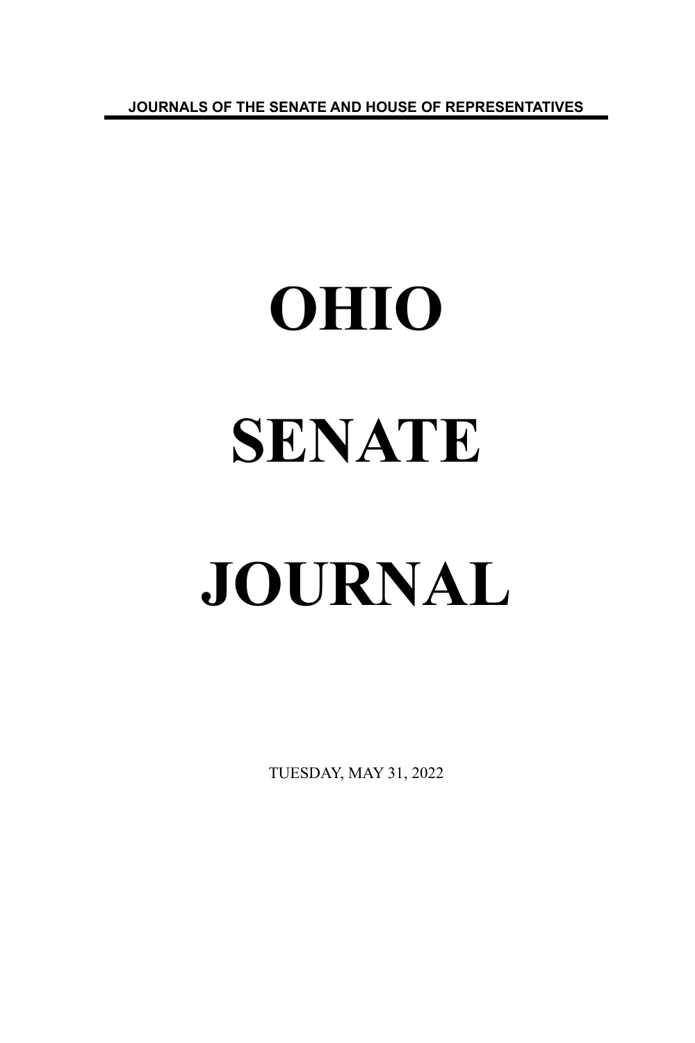JOURNALS OF THE SENATE AND HOUSE OF REPRESENTATIVES

# OHIO

# SENATE

# JOURNAL

TUESDAY, MAY 31, 2022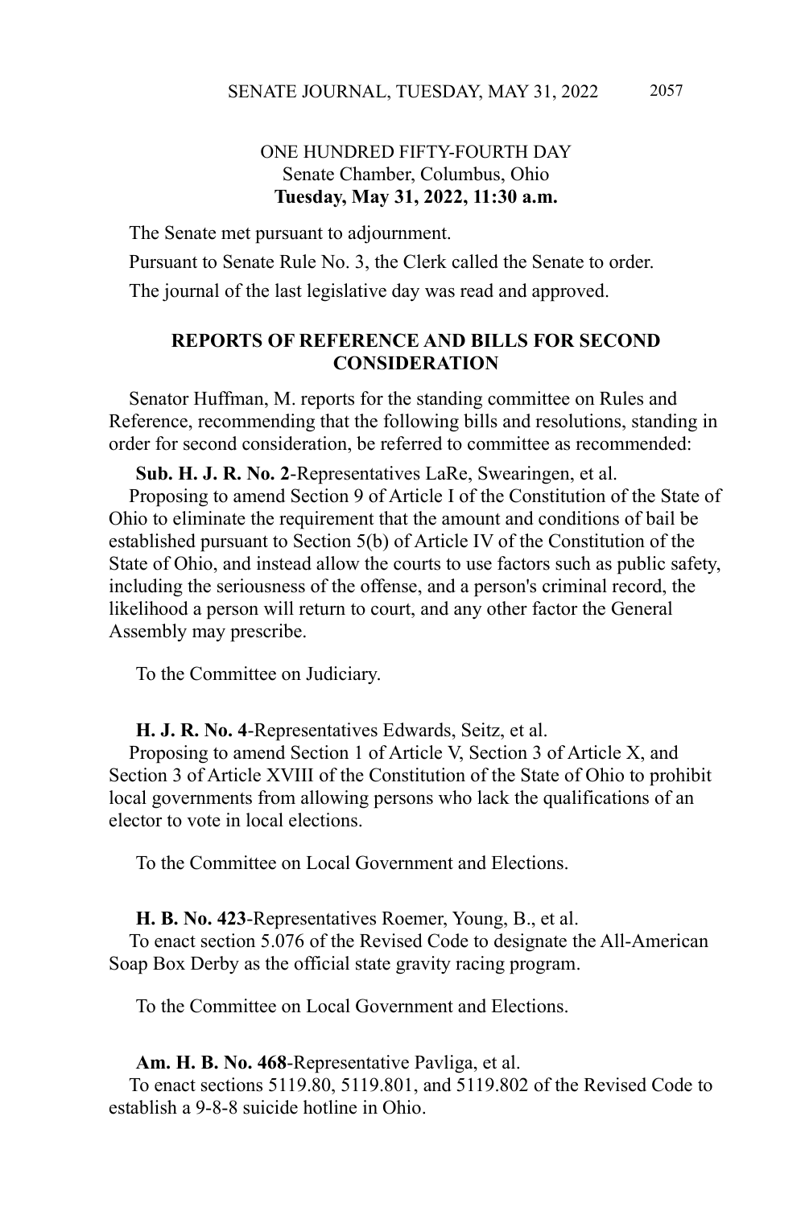ONE HUNDRED FIFTY-FOURTH DAY
Senate Chamber, Columbus, Ohio
**Tuesday, May 31, 2022, 11:30 a.m.**

The Senate met pursuant to adjournment.

Pursuant to Senate Rule No. 3, the Clerk called the Senate to order.

The journal of the last legislative day was read and approved.

## REPORTS OF REFERENCE AND BILLS FOR SECOND CONSIDERATION

Senator Huffman, M. reports for the standing committee on Rules and Reference, recommending that the following bills and resolutions, standing in order for second consideration, be referred to committee as recommended:

**Sub. H. J. R. No. 2**-Representatives LaRe, Swearingen, et al.
Proposing to amend Section 9 of Article I of the Constitution of the State of Ohio to eliminate the requirement that the amount and conditions of bail be established pursuant to Section 5(b) of Article IV of the Constitution of the State of Ohio, and instead allow the courts to use factors such as public safety, including the seriousness of the offense, and a person's criminal record, the likelihood a person will return to court, and any other factor the General Assembly may prescribe.

To the Committee on Judiciary.

**H. J. R. No. 4**-Representatives Edwards, Seitz, et al.
Proposing to amend Section 1 of Article V, Section 3 of Article X, and Section 3 of Article XVIII of the Constitution of the State of Ohio to prohibit local governments from allowing persons who lack the qualifications of an elector to vote in local elections.

To the Committee on Local Government and Elections.

**H. B. No. 423**-Representatives Roemer, Young, B., et al.
To enact section 5.076 of the Revised Code to designate the All-American Soap Box Derby as the official state gravity racing program.

To the Committee on Local Government and Elections.

**Am. H. B. No. 468**-Representative Pavliga, et al.
To enact sections 5119.80, 5119.801, and 5119.802 of the Revised Code to establish a 9-8-8 suicide hotline in Ohio.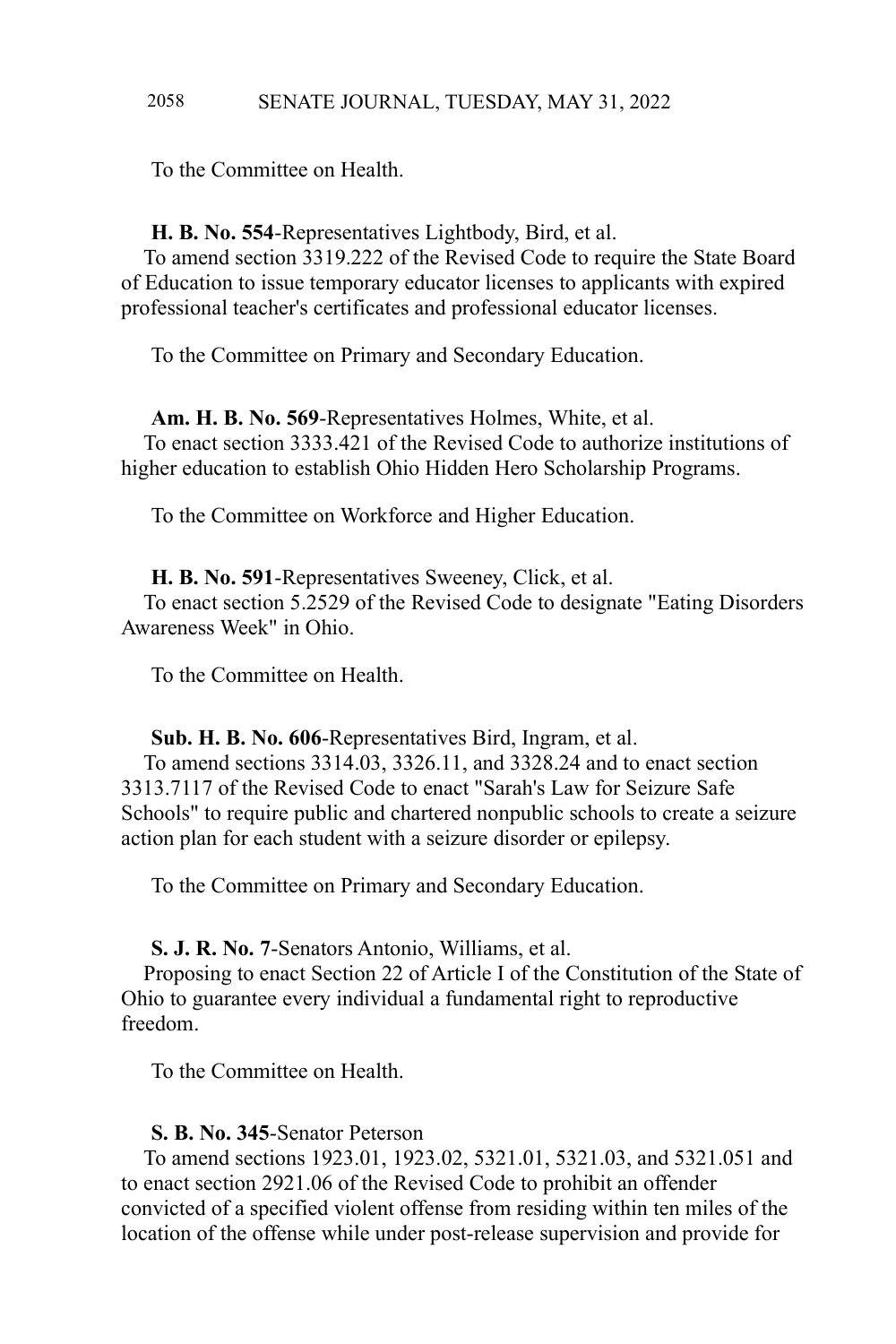To the Committee on Health.

**H. B. No. 554**-Representatives Lightbody, Bird, et al.
To amend section 3319.222 of the Revised Code to require the State Board of Education to issue temporary educator licenses to applicants with expired professional teacher's certificates and professional educator licenses.

To the Committee on Primary and Secondary Education.

**Am. H. B. No. 569**-Representatives Holmes, White, et al.
To enact section 3333.421 of the Revised Code to authorize institutions of higher education to establish Ohio Hidden Hero Scholarship Programs.

To the Committee on Workforce and Higher Education.

**H. B. No. 591**-Representatives Sweeney, Click, et al.
To enact section 5.2529 of the Revised Code to designate "Eating Disorders Awareness Week" in Ohio.

To the Committee on Health.

**Sub. H. B. No. 606**-Representatives Bird, Ingram, et al.
To amend sections 3314.03, 3326.11, and 3328.24 and to enact section 3313.7117 of the Revised Code to enact "Sarah's Law for Seizure Safe Schools" to require public and chartered nonpublic schools to create a seizure action plan for each student with a seizure disorder or epilepsy.

To the Committee on Primary and Secondary Education.

**S. J. R. No. 7**-Senators Antonio, Williams, et al.
Proposing to enact Section 22 of Article I of the Constitution of the State of Ohio to guarantee every individual a fundamental right to reproductive freedom.

To the Committee on Health.

**S. B. No. 345**-Senator Peterson
To amend sections 1923.01, 1923.02, 5321.01, 5321.03, and 5321.051 and to enact section 2921.06 of the Revised Code to prohibit an offender convicted of a specified violent offense from residing within ten miles of the location of the offense while under post-release supervision and provide for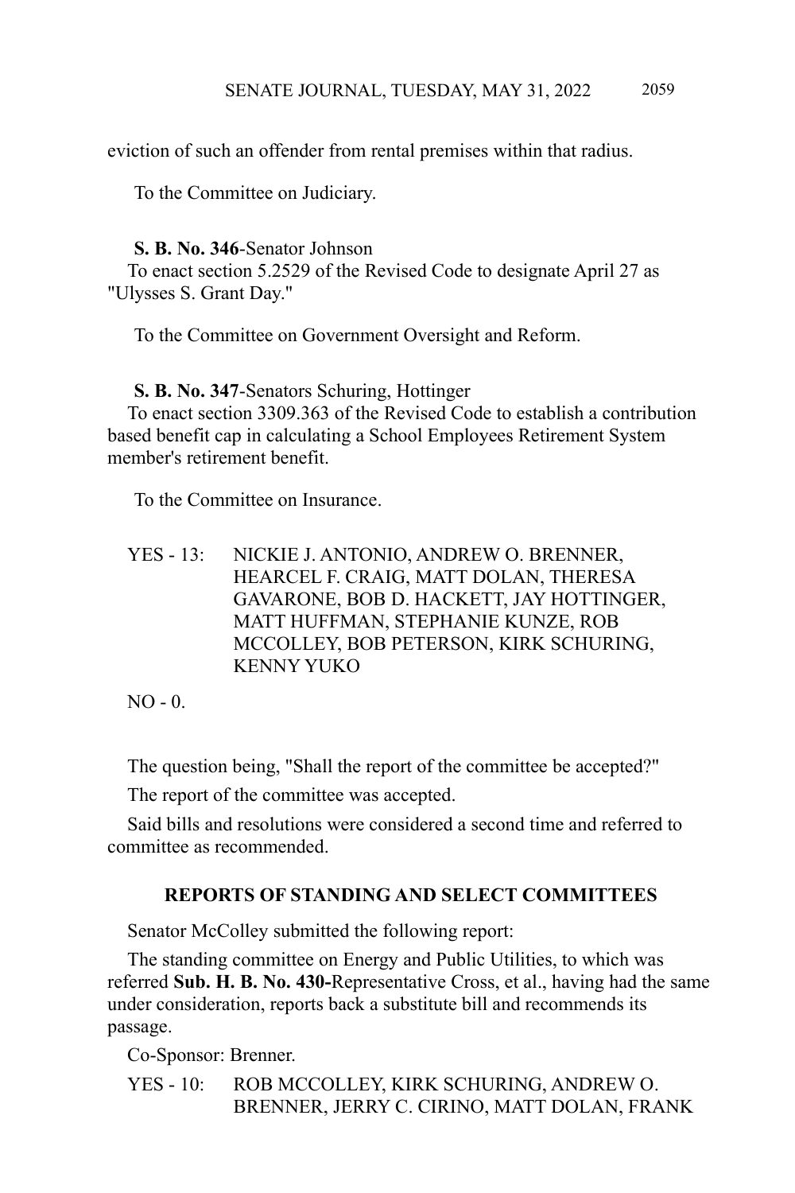eviction of such an offender from rental premises within that radius.

To the Committee on Judiciary.

**S. B. No. 346**-Senator Johnson

To enact section 5.2529 of the Revised Code to designate April 27 as "Ulysses S. Grant Day."

To the Committee on Government Oversight and Reform.

**S. B. No. 347**-Senators Schuring, Hottinger

To enact section 3309.363 of the Revised Code to establish a contribution based benefit cap in calculating a School Employees Retirement System member's retirement benefit.

To the Committee on Insurance.

YES - 13: NICKIE J. ANTONIO, ANDREW O. BRENNER, HEARCEL F. CRAIG, MATT DOLAN, THERESA GAVARONE, BOB D. HACKETT, JAY HOTTINGER, MATT HUFFMAN, STEPHANIE KUNZE, ROB MCCOLLEY, BOB PETERSON, KIRK SCHURING, KENNY YUKO

NO - 0.

The question being, "Shall the report of the committee be accepted?"

The report of the committee was accepted.

Said bills and resolutions were considered a second time and referred to committee as recommended.

## REPORTS OF STANDING AND SELECT COMMITTEES

Senator McColley submitted the following report:

The standing committee on Energy and Public Utilities, to which was referred **Sub. H. B. No. 430-**Representative Cross, et al., having had the same under consideration, reports back a substitute bill and recommends its passage.

Co-Sponsor: Brenner.

YES - 10: ROB MCCOLLEY, KIRK SCHURING, ANDREW O. BRENNER, JERRY C. CIRINO, MATT DOLAN, FRANK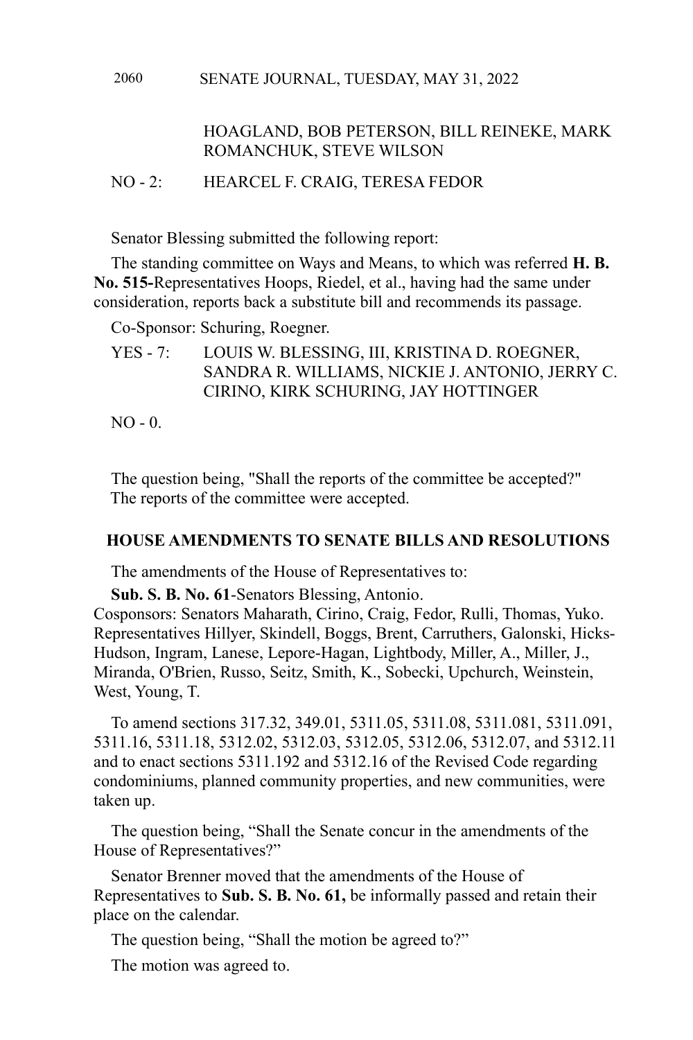HOAGLAND, BOB PETERSON, BILL REINEKE, MARK ROMANCHUK, STEVE WILSON

NO - 2: HEARCEL F. CRAIG, TERESA FEDOR

Senator Blessing submitted the following report:

The standing committee on Ways and Means, to which was referred **H. B. No. 515-**Representatives Hoops, Riedel, et al., having had the same under consideration, reports back a substitute bill and recommends its passage.

Co-Sponsor: Schuring, Roegner.

YES - 7: LOUIS W. BLESSING, III, KRISTINA D. ROEGNER, SANDRA R. WILLIAMS, NICKIE J. ANTONIO, JERRY C. CIRINO, KIRK SCHURING, JAY HOTTINGER

NO - 0.

The question being, "Shall the reports of the committee be accepted?" The reports of the committee were accepted.

## HOUSE AMENDMENTS TO SENATE BILLS AND RESOLUTIONS

The amendments of the House of Representatives to:

**Sub. S. B. No. 61**-Senators Blessing, Antonio.
Cosponsors: Senators Maharath, Cirino, Craig, Fedor, Rulli, Thomas, Yuko. Representatives Hillyer, Skindell, Boggs, Brent, Carruthers, Galonski, Hicks-Hudson, Ingram, Lanese, Lepore-Hagan, Lightbody, Miller, A., Miller, J., Miranda, O'Brien, Russo, Seitz, Smith, K., Sobecki, Upchurch, Weinstein, West, Young, T.

To amend sections 317.32, 349.01, 5311.05, 5311.08, 5311.081, 5311.091, 5311.16, 5311.18, 5312.02, 5312.03, 5312.05, 5312.06, 5312.07, and 5312.11 and to enact sections 5311.192 and 5312.16 of the Revised Code regarding condominiums, planned community properties, and new communities, were taken up.

The question being, "Shall the Senate concur in the amendments of the House of Representatives?"

Senator Brenner moved that the amendments of the House of Representatives to **Sub. S. B. No. 61,** be informally passed and retain their place on the calendar.

The question being, "Shall the motion be agreed to?"

The motion was agreed to.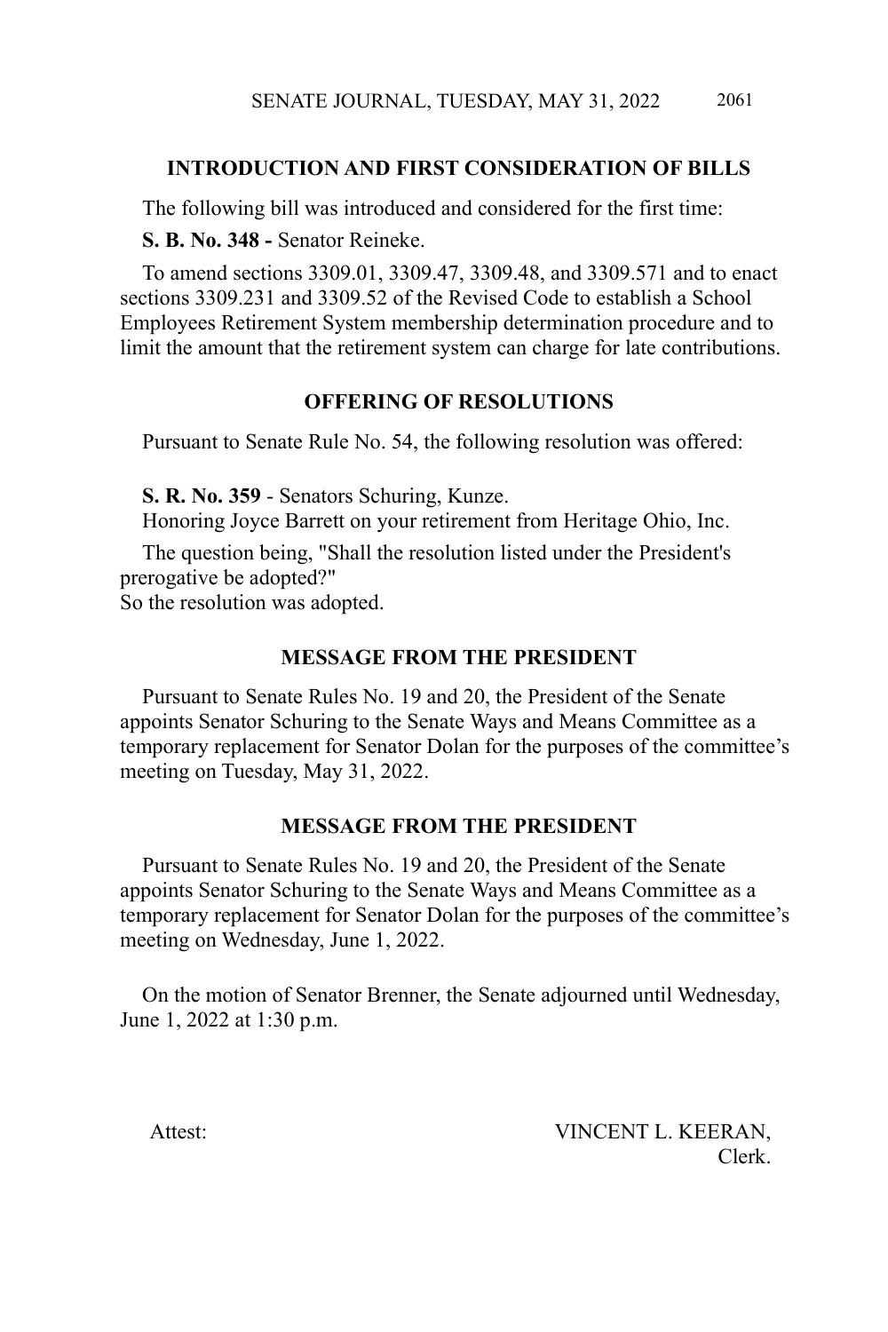## INTRODUCTION AND FIRST CONSIDERATION OF BILLS

The following bill was introduced and considered for the first time:

**S. B. No. 348 -** Senator Reineke.

To amend sections 3309.01, 3309.47, 3309.48, and 3309.571 and to enact sections 3309.231 and 3309.52 of the Revised Code to establish a School Employees Retirement System membership determination procedure and to limit the amount that the retirement system can charge for late contributions.

## OFFERING OF RESOLUTIONS

Pursuant to Senate Rule No. 54, the following resolution was offered:

**S. R. No. 359** - Senators Schuring, Kunze.

Honoring Joyce Barrett on your retirement from Heritage Ohio, Inc.

The question being, "Shall the resolution listed under the President's prerogative be adopted?"

So the resolution was adopted.

## MESSAGE FROM THE PRESIDENT

Pursuant to Senate Rules No. 19 and 20, the President of the Senate appoints Senator Schuring to the Senate Ways and Means Committee as a temporary replacement for Senator Dolan for the purposes of the committee's meeting on Tuesday, May 31, 2022.

## MESSAGE FROM THE PRESIDENT

Pursuant to Senate Rules No. 19 and 20, the President of the Senate appoints Senator Schuring to the Senate Ways and Means Committee as a temporary replacement for Senator Dolan for the purposes of the committee's meeting on Wednesday, June 1, 2022.

On the motion of Senator Brenner, the Senate adjourned until Wednesday, June 1, 2022 at 1:30 p.m.

Attest: VINCENT L. KEERAN, Clerk.